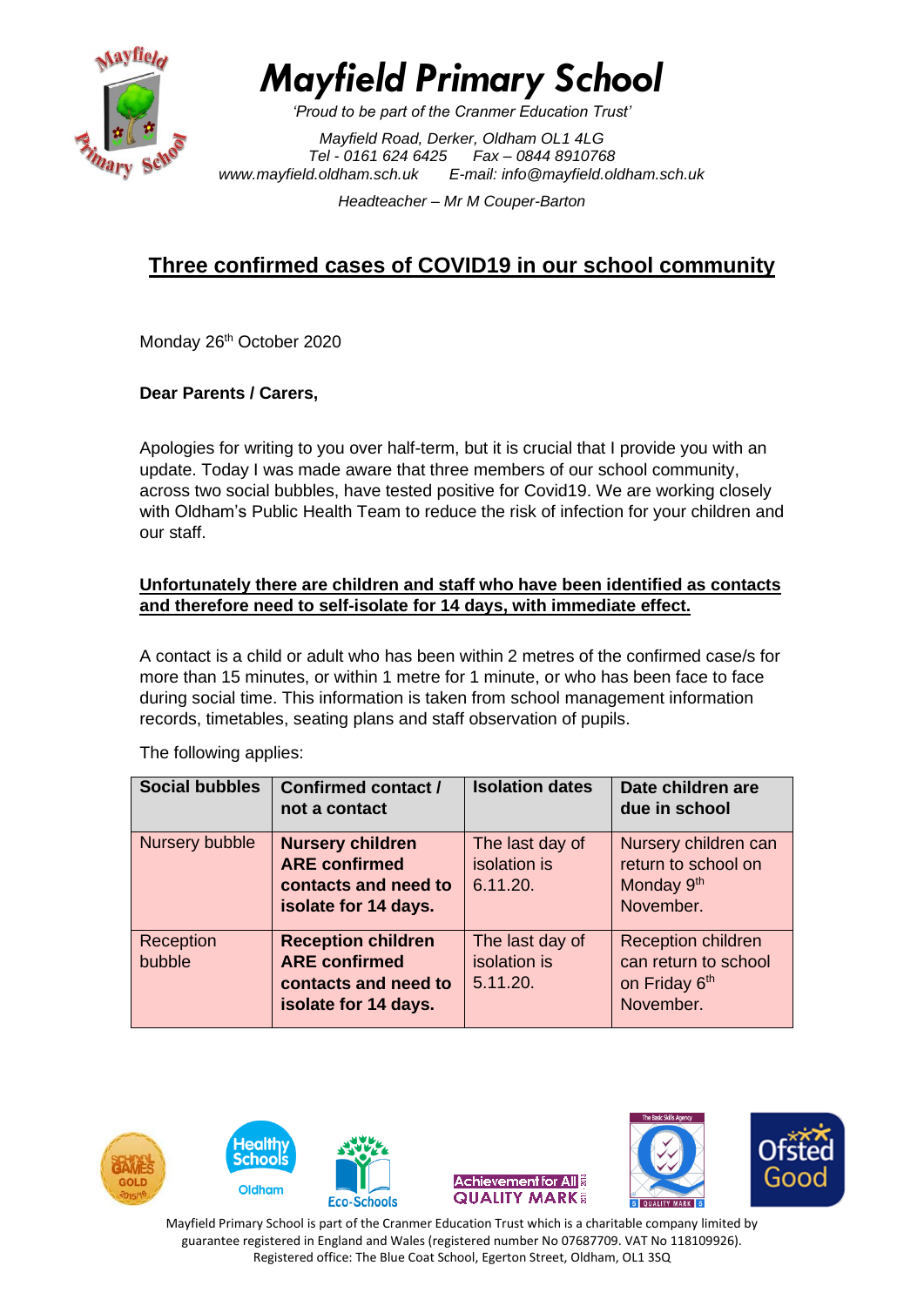# Mayfield Primary School

*'Proud to be part of the Cranmer Education Trust'*

*Mayfield Road, Derker, Oldham OL1 4LG*
*Tel - 0161 624 6425 Fax – 0844 8910768*
*www.mayfield.oldham.sch.uk E-mail: info@mayfield.oldham.sch.uk*

*Headteacher – Mr M Couper-Barton*

## Three confirmed cases of COVID19 in our school community

Monday 26th October 2020

**Dear Parents / Carers,**

Apologies for writing to you over half-term, but it is crucial that I provide you with an update. Today I was made aware that three members of our school community, across two social bubbles, have tested positive for Covid19. We are working closely with Oldham's Public Health Team to reduce the risk of infection for your children and our staff.

**Unfortunately there are children and staff who have been identified as contacts and therefore need to self-isolate for 14 days, with immediate effect.**

A contact is a child or adult who has been within 2 metres of the confirmed case/s for more than 15 minutes, or within 1 metre for 1 minute, or who has been face to face during social time. This information is taken from school management information records, timetables, seating plans and staff observation of pupils.

The following applies:

| Social bubbles | Confirmed contact / not a contact | Isolation dates | Date children are due in school |
|---|---|---|---|
| Nursery bubble | **Nursery children ARE confirmed contacts and need to isolate for 14 days.** | The last day of isolation is 6.11.20. | Nursery children can return to school on Monday 9th November. |
| Reception bubble | **Reception children ARE confirmed contacts and need to isolate for 14 days.** | The last day of isolation is 5.11.20. | Reception children can return to school on Friday 6th November. |

Mayfield Primary School is part of the Cranmer Education Trust which is a charitable company limited by guarantee registered in England and Wales (registered number No 07687709. VAT No 118109926). Registered office: The Blue Coat School, Egerton Street, Oldham, OL1 3SQ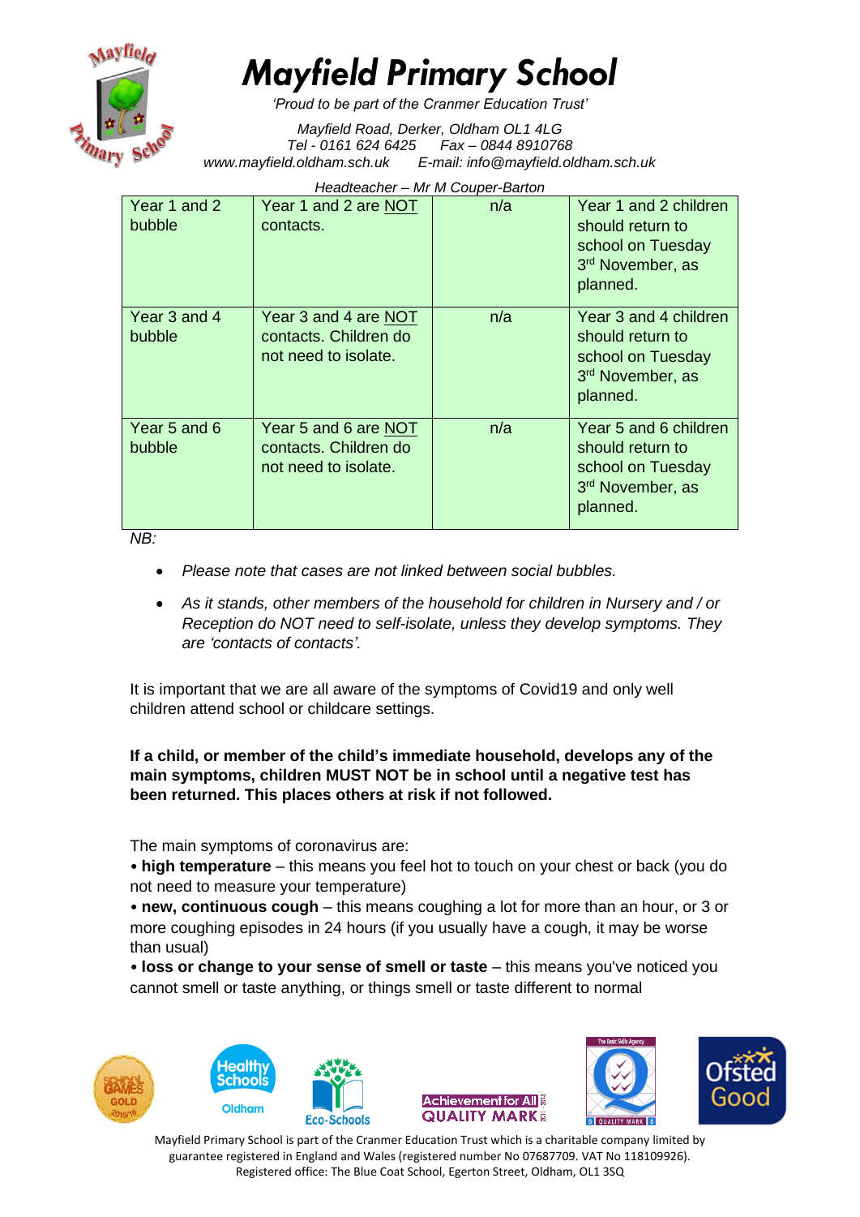| Year 1 and 2 bubble | Year 1 and 2 are NOT contacts. | n/a | Year 1 and 2 children should return to school on Tuesday 3rd November, as planned. |
|---|---|---|---|
| Year 3 and 4 bubble | Year 3 and 4 are NOT contacts. Children do not need to isolate. | n/a | Year 3 and 4 children should return to school on Tuesday 3rd November, as planned. |
| Year 5 and 6 bubble | Year 5 and 6 are NOT contacts. Children do not need to isolate. | n/a | Year 5 and 6 children should return to school on Tuesday 3rd November, as planned. |

*NB:*

- *Please note that cases are not linked between social bubbles.*
- *As it stands, other members of the household for children in Nursery and / or Reception do NOT need to self-isolate, unless they develop symptoms. They are 'contacts of contacts'.*

It is important that we are all aware of the symptoms of Covid19 and only well children attend school or childcare settings.

**If a child, or member of the child's immediate household, develops any of the main symptoms, children MUST NOT be in school until a negative test has been returned. This places others at risk if not followed.**

The main symptoms of coronavirus are:

• **high temperature** – this means you feel hot to touch on your chest or back (you do not need to measure your temperature)

• **new, continuous cough** – this means coughing a lot for more than an hour, or 3 or more coughing episodes in 24 hours (if you usually have a cough, it may be worse than usual)

• **loss or change to your sense of smell or taste** – this means you've noticed you cannot smell or taste anything, or things smell or taste different to normal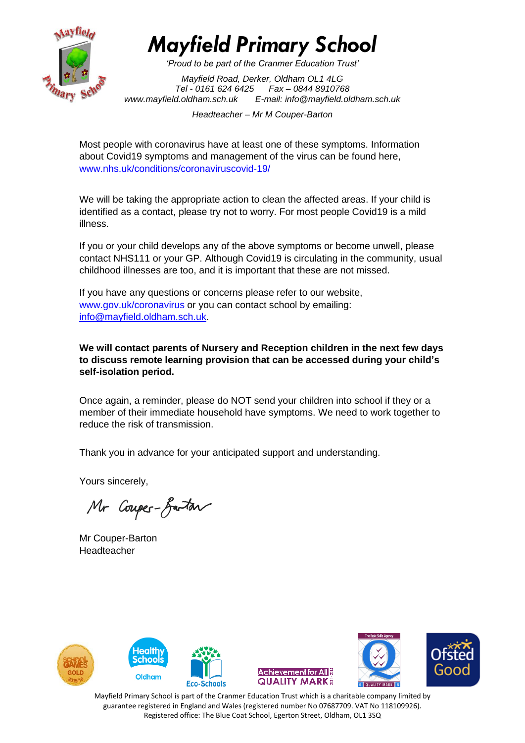# Mayfield Primary School

*'Proud to be part of the Cranmer Education Trust'*

*Mayfield Road, Derker, Oldham OL1 4LG*
*Tel - 0161 624 6425 Fax – 0844 8910768*
*www.mayfield.oldham.sch.uk E-mail: info@mayfield.oldham.sch.uk*

*Headteacher – Mr M Couper-Barton*

Most people with coronavirus have at least one of these symptoms. Information about Covid19 symptoms and management of the virus can be found here, www.nhs.uk/conditions/coronaviruscovid-19/

We will be taking the appropriate action to clean the affected areas. If your child is identified as a contact, please try not to worry. For most people Covid19 is a mild illness.

If you or your child develops any of the above symptoms or become unwell, please contact NHS111 or your GP. Although Covid19 is circulating in the community, usual childhood illnesses are too, and it is important that these are not missed.

If you have any questions or concerns please refer to our website, www.gov.uk/coronavirus or you can contact school by emailing: info@mayfield.oldham.sch.uk.

**We will contact parents of Nursery and Reception children in the next few days to discuss remote learning provision that can be accessed during your child's self-isolation period.**

Once again, a reminder, please do NOT send your children into school if they or a member of their immediate household have symptoms. We need to work together to reduce the risk of transmission.

Thank you in advance for your anticipated support and understanding.

Yours sincerely,

Mr Couper-Barton

Mr Couper-Barton
Headteacher

Mayfield Primary School is part of the Cranmer Education Trust which is a charitable company limited by guarantee registered in England and Wales (registered number No 07687709. VAT No 118109926). Registered office: The Blue Coat School, Egerton Street, Oldham, OL1 3SQ